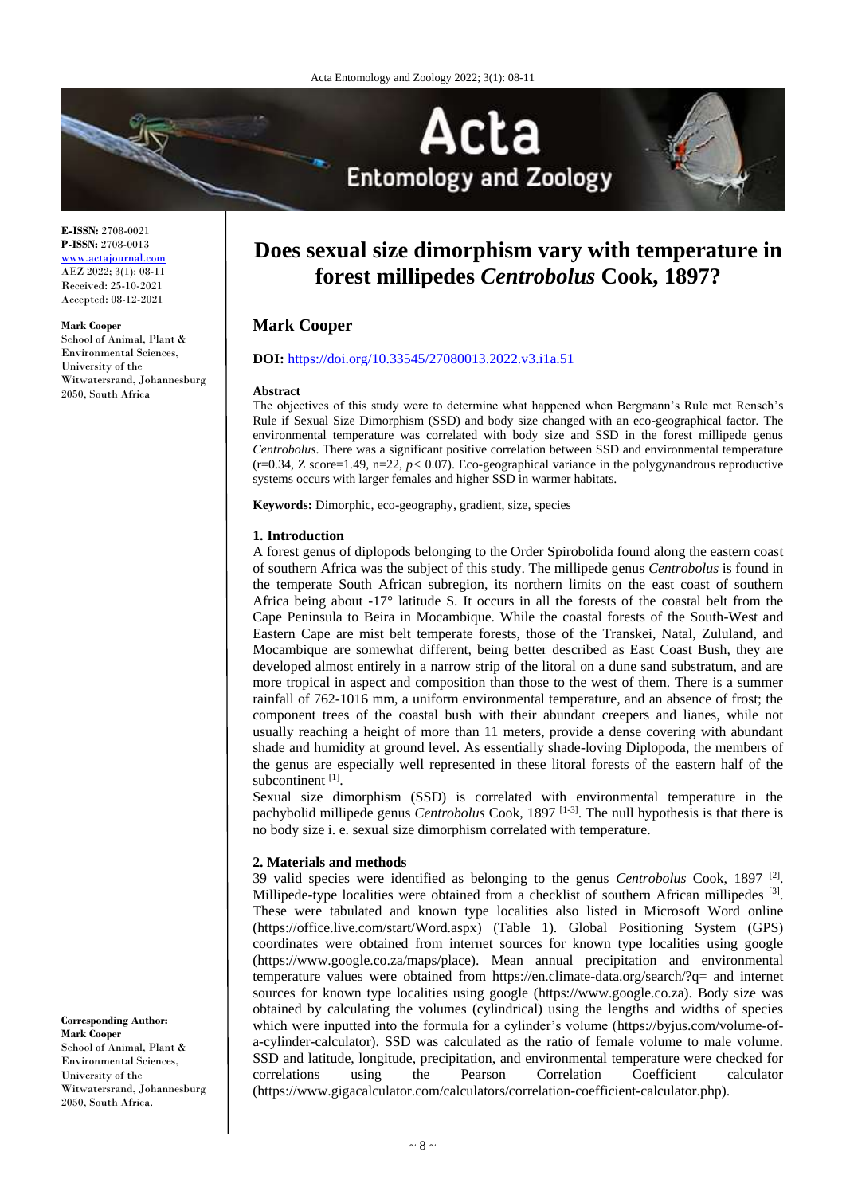# Does sexual size dimorphism vary with temperature in forest millipedes *Centrobolus* Cook, 1897?

**E-ISSN:** 2708-0021
**P-ISSN:** 2708-0013
www.actajournal.com
AEZ 2022; 3(1): 08-11
Received: 25-10-2021
Accepted: 08-12-2021

**Mark Cooper**
School of Animal, Plant & Environmental Sciences, University of the Witwatersrand, Johannesburg 2050, South Africa

**Corresponding Author:**
**Mark Cooper**
School of Animal, Plant & Environmental Sciences, University of the Witwatersrand, Johannesburg 2050, South Africa.

## Mark Cooper

**DOI:** https://doi.org/10.33545/27080013.2022.v3.i1a.51

### Abstract

The objectives of this study were to determine what happened when Bergmann's Rule met Rensch's Rule if Sexual Size Dimorphism (SSD) and body size changed with an eco-geographical factor. The environmental temperature was correlated with body size and SSD in the forest millipede genus *Centrobolus*. There was a significant positive correlation between SSD and environmental temperature (r=0.34, Z score=1.49, n=22, $p< 0.07$). Eco-geographical variance in the polygynandrous reproductive systems occurs with larger females and higher SSD in warmer habitats.

**Keywords:** Dimorphic, eco-geography, gradient, size, species

## 1. Introduction

A forest genus of diplopods belonging to the Order Spirobolida found along the eastern coast of southern Africa was the subject of this study. The millipede genus *Centrobolus* is found in the temperate South African subregion, its northern limits on the east coast of southern Africa being about -17° latitude S. It occurs in all the forests of the coastal belt from the Cape Peninsula to Beira in Mocambique. While the coastal forests of the South-West and Eastern Cape are mist belt temperate forests, those of the Transkei, Natal, Zululand, and Mocambique are somewhat different, being better described as East Coast Bush, they are developed almost entirely in a narrow strip of the litoral on a dune sand substratum, and are more tropical in aspect and composition than those to the west of them. There is a summer rainfall of 762-1016 mm, a uniform environmental temperature, and an absence of frost; the component trees of the coastal bush with their abundant creepers and lianes, while not usually reaching a height of more than 11 meters, provide a dense covering with abundant shade and humidity at ground level. As essentially shade-loving Diplopoda, the members of the genus are especially well represented in these litoral forests of the eastern half of the subcontinent [1].

Sexual size dimorphism (SSD) is correlated with environmental temperature in the pachybolid millipede genus *Centrobolus* Cook, 1897 [1-3]. The null hypothesis is that there is no body size i. e. sexual size dimorphism correlated with temperature.

## 2. Materials and methods

39 valid species were identified as belonging to the genus *Centrobolus* Cook, 1897 [2]. Millipede-type localities were obtained from a checklist of southern African millipedes [3]. These were tabulated and known type localities also listed in Microsoft Word online (https://office.live.com/start/Word.aspx) (Table 1). Global Positioning System (GPS) coordinates were obtained from internet sources for known type localities using google (https://www.google.co.za/maps/place). Mean annual precipitation and environmental temperature values were obtained from https://en.climate-data.org/search/?q= and internet sources for known type localities using google (https://www.google.co.za). Body size was obtained by calculating the volumes (cylindrical) using the lengths and widths of species which were inputted into the formula for a cylinder's volume (https://byjus.com/volume-of-a-cylinder-calculator). SSD was calculated as the ratio of female volume to male volume. SSD and latitude, longitude, precipitation, and environmental temperature were checked for correlations using the Pearson Correlation Coefficient calculator (https://www.gigacalculator.com/calculators/correlation-coefficient-calculator.php).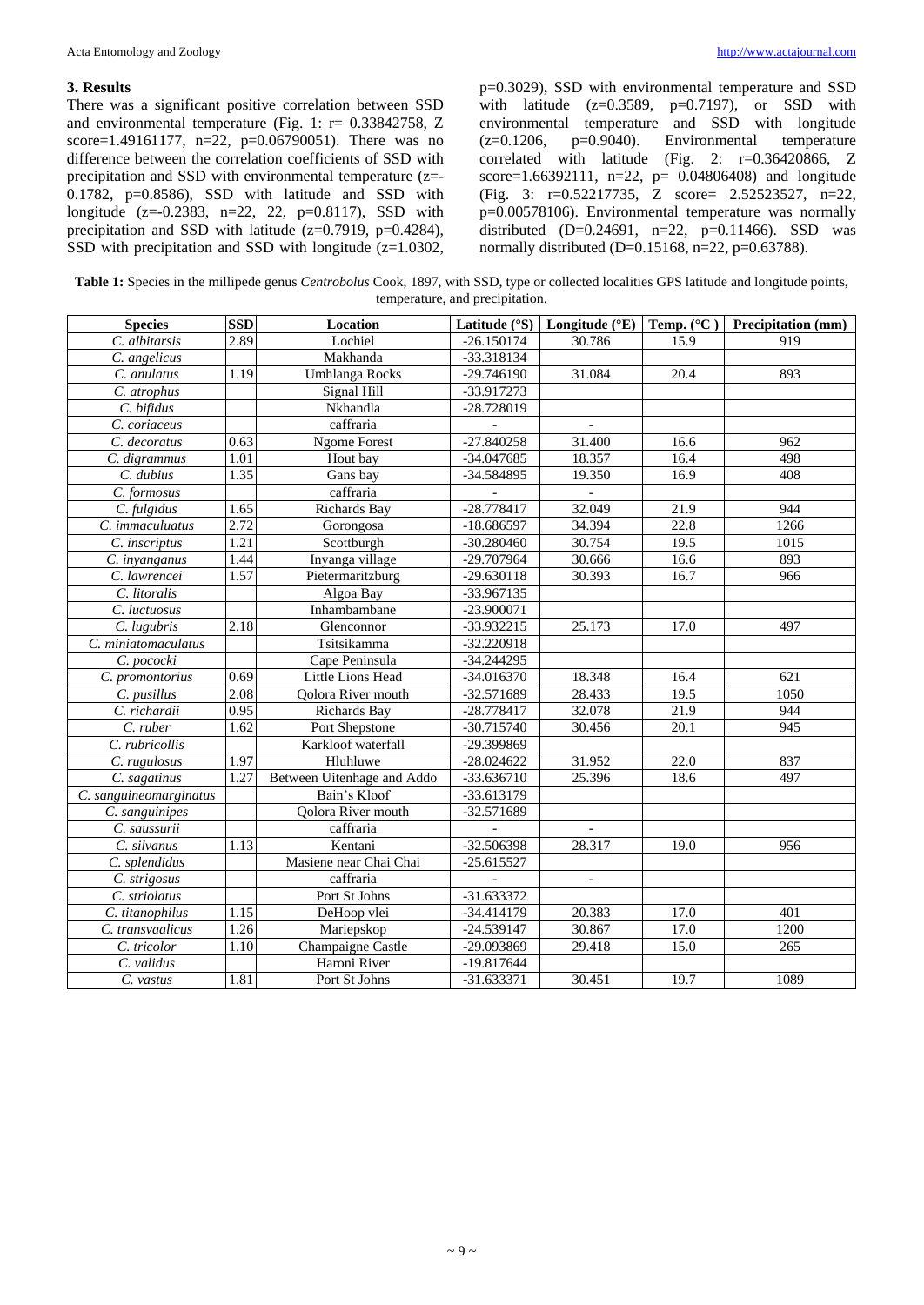### 3. Results

There was a significant positive correlation between SSD and environmental temperature (Fig. 1: r= 0.33842758, Z score=1.49161177, n=22, p=0.06790051). There was no difference between the correlation coefficients of SSD with precipitation and SSD with environmental temperature (z=-0.1782, p=0.8586), SSD with latitude and SSD with longitude (z=-0.2383, n=22, 22, p=0.8117), SSD with precipitation and SSD with latitude (z=0.7919, p=0.4284), SSD with precipitation and SSD with longitude (z=1.0302, p=0.3029), SSD with environmental temperature and SSD with latitude (z=0.3589, p=0.7197), or SSD with environmental temperature and SSD with longitude (z=0.1206, p=0.9040). Environmental temperature correlated with latitude (Fig. 2: r=0.36420866, Z score=1.66392111, n=22, p= 0.04806408) and longitude (Fig. 3: r=0.52217735, Z score= 2.52523527, n=22, p=0.00578106). Environmental temperature was normally distributed (D=0.24691, n=22, p=0.11466). SSD was normally distributed (D=0.15168, n=22, p=0.63788).

**Table 1:** Species in the millipede genus *Centrobolus* Cook, 1897, with SSD, type or collected localities GPS latitude and longitude points, temperature, and precipitation.

| Species | SSD | Location | Latitude (°S) | Longitude (°E) | Temp. (°C ) | Precipitation (mm) |
|---|---|---|---|---|---|---|
| *C. albitarsis* | 2.89 | Lochiel | -26.150174 | 30.786 | 15.9 | 919 |
| *C. angelicus* | | Makhanda | -33.318134 | | | |
| *C. anulatus* | 1.19 | Umhlanga Rocks | -29.746190 | 31.084 | 20.4 | 893 |
| *C. atrophus* | | Signal Hill | -33.917273 | | | |
| *C. bifidus* | | Nkhandla | -28.728019 | | | |
| *C. coriaceus* | | caffraria | - | - | | |
| *C. decoratus* | 0.63 | Ngome Forest | -27.840258 | 31.400 | 16.6 | 962 |
| *C. digrammus* | 1.01 | Hout bay | -34.047685 | 18.357 | 16.4 | 498 |
| *C. dubius* | 1.35 | Gans bay | -34.584895 | 19.350 | 16.9 | 408 |
| *C. formosus* | | caffraria | - | - | | |
| *C. fulgidus* | 1.65 | Richards Bay | -28.778417 | 32.049 | 21.9 | 944 |
| *C. immaculuatus* | 2.72 | Gorongosa | -18.686597 | 34.394 | 22.8 | 1266 |
| *C. inscriptus* | 1.21 | Scottburgh | -30.280460 | 30.754 | 19.5 | 1015 |
| *C. inyanganus* | 1.44 | Inyanga village | -29.707964 | 30.666 | 16.6 | 893 |
| *C. lawrencei* | 1.57 | Pietermaritzburg | -29.630118 | 30.393 | 16.7 | 966 |
| *C. litoralis* | | Algoa Bay | -33.967135 | | | |
| *C. luctuosus* | | Inhambambane | -23.900071 | | | |
| *C. lugubris* | 2.18 | Glenconnor | -33.932215 | 25.173 | 17.0 | 497 |
| *C. miniatomaculatus* | | Tsitsikamma | -32.220918 | | | |
| *C. pococki* | | Cape Peninsula | -34.244295 | | | |
| *C. promontorius* | 0.69 | Little Lions Head | -34.016370 | 18.348 | 16.4 | 621 |
| *C. pusillus* | 2.08 | Qolora River mouth | -32.571689 | 28.433 | 19.5 | 1050 |
| *C. richardii* | 0.95 | Richards Bay | -28.778417 | 32.078 | 21.9 | 944 |
| *C. ruber* | 1.62 | Port Shepstone | -30.715740 | 30.456 | 20.1 | 945 |
| *C. rubricollis* | | Karkloof waterfall | -29.399869 | | | |
| *C. rugulosus* | 1.97 | Hluhluwe | -28.024622 | 31.952 | 22.0 | 837 |
| *C. sagatinus* | 1.27 | Between Uitenhage and Addo | -33.636710 | 25.396 | 18.6 | 497 |
| *C. sanguineomarginatus* | | Bain's Kloof | -33.613179 | | | |
| *C. sanguinipes* | | Qolora River mouth | -32.571689 | | | |
| *C. saussurii* | | caffraria | - | - | | |
| *C. silvanus* | 1.13 | Kentani | -32.506398 | 28.317 | 19.0 | 956 |
| *C. splendidus* | | Masiene near Chai Chai | -25.615527 | | | |
| *C. strigosus* | | caffraria | - | - | | |
| *C. striolatus* | | Port St Johns | -31.633372 | | | |
| *C. titanophilus* | 1.15 | DeHoop vlei | -34.414179 | 20.383 | 17.0 | 401 |
| *C. transvaalicus* | 1.26 | Mariepskop | -24.539147 | 30.867 | 17.0 | 1200 |
| *C. tricolor* | 1.10 | Champaigne Castle | -29.093869 | 29.418 | 15.0 | 265 |
| *C. validus* | | Haroni River | -19.817644 | | | |
| *C. vastus* | 1.81 | Port St Johns | -31.633371 | 30.451 | 19.7 | 1089 |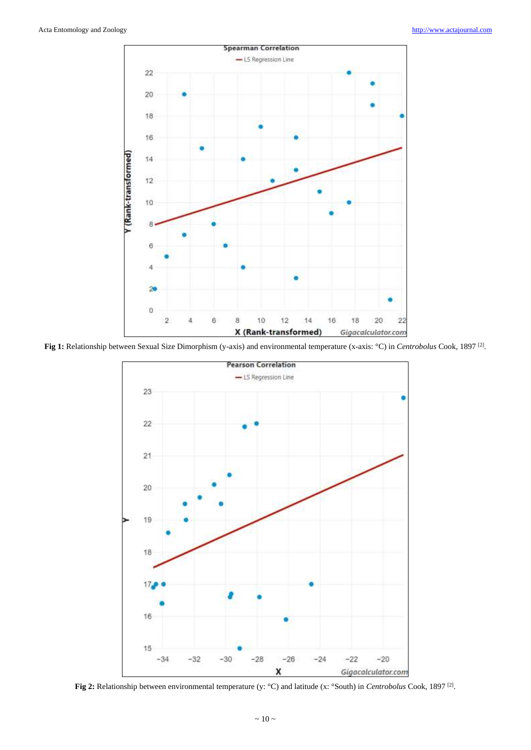**Fig 1:** Relationship between Sexual Size Dimorphism (y-axis) and environmental temperature (x-axis: °C) in *Centrobolus* Cook, 1897 [2].

**Fig 2:** Relationship between environmental temperature (y: °C) and latitude (x: °South) in *Centrobolus* Cook, 1897 [2].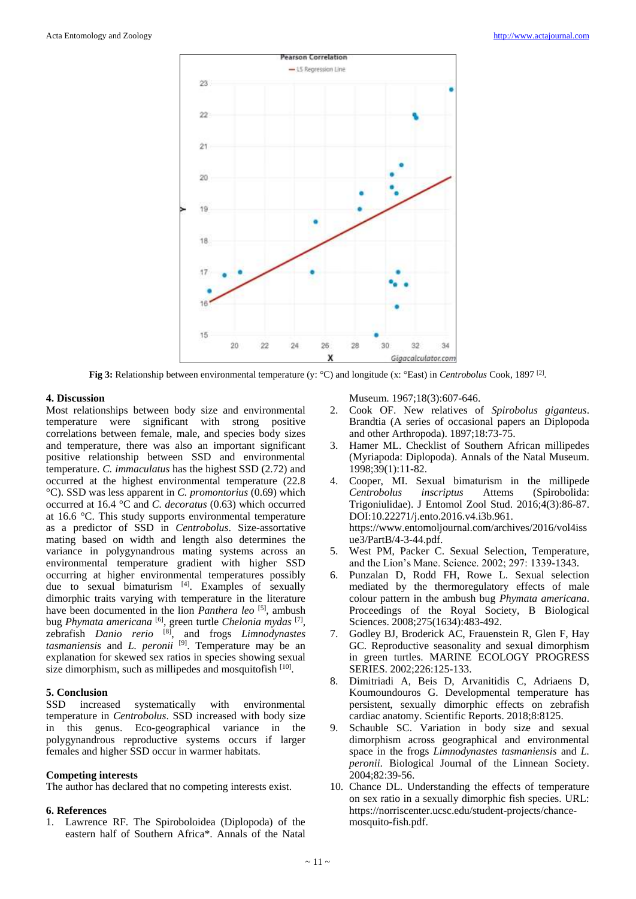Pearson Correlation

LS Regression Line

23
22
21
20
19
18
17
16
15

20 22 24 26 28 30 32 34

X

Gigacalculator.com

**Fig 3:** Relationship between environmental temperature (y: °C) and longitude (x: °East) in *Centrobolus* Cook, 1897 [2].

## 4. Discussion

Most relationships between body size and environmental temperature were significant with strong positive correlations between female, male, and species body sizes and temperature, there was also an important significant positive relationship between SSD and environmental temperature. *C. immaculatus* has the highest SSD (2.72) and occurred at the highest environmental temperature (22.8 °C). SSD was less apparent in *C. promontorius* (0.69) which occurred at 16.4 °C and *C. decoratus* (0.63) which occurred at 16.6 °C. This study supports environmental temperature as a predictor of SSD in *Centrobolus*. Size-assortative mating based on width and length also determines the variance in polygynandrous mating systems across an environmental temperature gradient with higher SSD occurring at higher environmental temperatures possibly due to sexual bimaturism [4]. Examples of sexually dimorphic traits varying with temperature in the literature have been documented in the lion *Panthera leo* [5], ambush bug *Phymata americana* [6], green turtle *Chelonia mydas* [7], zebrafish *Danio rerio* [8], and frogs *Limnodynastes tasmaniensis* and *L. peronii* [9]. Temperature may be an explanation for skewed sex ratios in species showing sexual size dimorphism, such as millipedes and mosquitofish [10].

## 5. Conclusion

SSD increased systematically with environmental temperature in *Centrobolus*. SSD increased with body size in this genus. Eco-geographical variance in the polygynandrous reproductive systems occurs if larger females and higher SSD occur in warmer habitats.

## Competing interests

The author has declared that no competing interests exist.

## 6. References

1. Lawrence RF. The Spiroboloidea (Diplopoda) of the eastern half of Southern Africa\*. Annals of the Natal Museum. 1967;18(3):607-646.
2. Cook OF. New relatives of *Spirobolus giganteus*. Brandtia (A series of occasional papers an Diplopoda and other Arthropoda). 1897;18:73-75.
3. Hamer ML. Checklist of Southern African millipedes (Myriapoda: Diplopoda). Annals of the Natal Museum. 1998;39(1):11-82.
4. Cooper, MI. Sexual bimaturism in the millipede *Centrobolus inscriptus* Attems (Spirobolida: Trigoniulidae). J Entomol Zool Stud. 2016;4(3):86-87. DOI:10.22271/j.ento.2016.v4.i3b.961. https://www.entomoljournal.com/archives/2016/vol4issue3/PartB/4-3-44.pdf.
5. West PM, Packer C. Sexual Selection, Temperature, and the Lion's Mane. Science. 2002; 297: 1339-1343.
6. Punzalan D, Rodd FH, Rowe L. Sexual selection mediated by the thermoregulatory effects of male colour pattern in the ambush bug *Phymata americana*. Proceedings of the Royal Society, B Biological Sciences. 2008;275(1634):483-492.
7. Godley BJ, Broderick AC, Frauenstein R, Glen F, Hay GC. Reproductive seasonality and sexual dimorphism in green turtles. MARINE ECOLOGY PROGRESS SERIES. 2002;226:125-133.
8. Dimitriadi A, Beis D, Arvanitidis C, Adriaens D, Koumoundouros G. Developmental temperature has persistent, sexually dimorphic effects on zebrafish cardiac anatomy. Scientific Reports. 2018;8:8125.
9. Schauble SC. Variation in body size and sexual dimorphism across geographical and environmental space in the frogs *Limnodynastes tasmaniensis* and *L. peronii*. Biological Journal of the Linnean Society. 2004;82:39-56.
10. Chance DL. Understanding the effects of temperature on sex ratio in a sexually dimorphic fish species. URL: https://norriscenter.ucsc.edu/student-projects/chance-mosquito-fish.pdf.